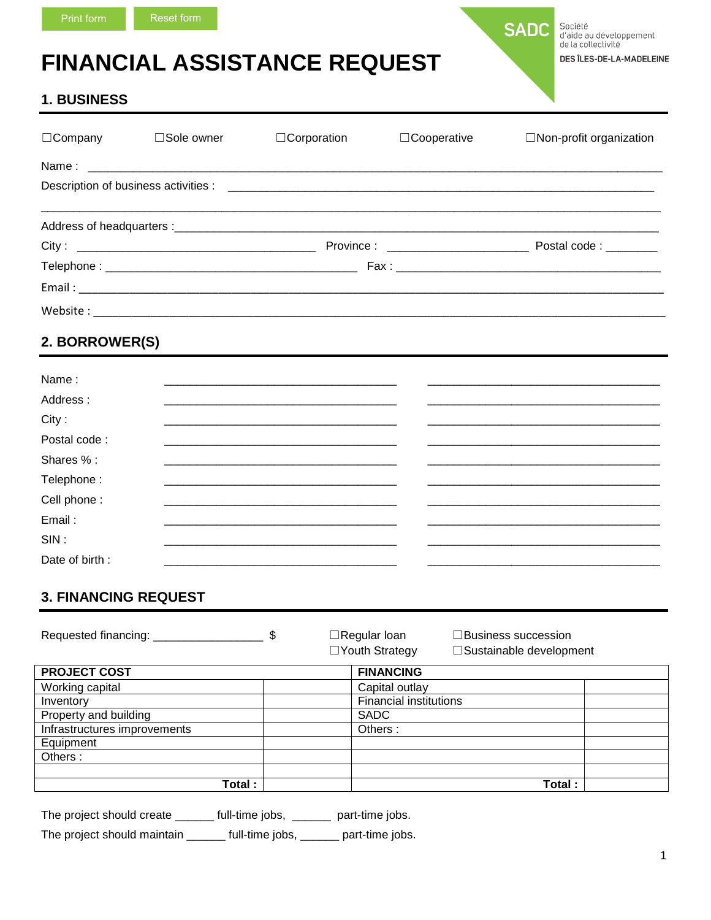Print form  Reset form

SADC Société d'aide au développement de la collectivité DES ÎLES-DE-LA-MADELEINE

# FINANCIAL ASSISTANCE REQUEST

## 1. BUSINESS

☐Company ☐Sole owner ☐Corporation ☐Cooperative ☐Non-profit organization

Name : ______________________________________________________________________________

Description of business activities : ______________________________________________________________

______________________________________________________________________________________

Address of headquarters :______________________________________________________________________

City : ___________________________________ Province : ____________________ Postal code : ________

Telephone : _____________________________________ Fax : ______________________________________

Email : ______________________________________________________________________________

Website : ______________________________________________________________________________

## 2. BORROWER(S)

| | | |
|---|---|---|
| Name : | ___________________________________ | ___________________________________ |
| Address : | ___________________________________ | ___________________________________ |
| City : | ___________________________________ | ___________________________________ |
| Postal code : | ___________________________________ | ___________________________________ |
| Shares % : | ___________________________________ | ___________________________________ |
| Telephone : | ___________________________________ | ___________________________________ |
| Cell phone : | ___________________________________ | ___________________________________ |
| Email : | ___________________________________ | ___________________________________ |
| SIN : | ___________________________________ | ___________________________________ |
| Date of birth : | ___________________________________ | ___________________________________ |

## 3. FINANCING REQUEST

Requested financing: ________________ $

☐Regular loan ☐Business succession
☐Youth Strategy ☐Sustainable development

| PROJECT COST | | FINANCING | |
|---|---|---|---|
| Working capital | | Capital outlay | |
| Inventory | | Financial institutions | |
| Property and building | | SADC | |
| Infrastructures improvements | | Others : | |
| Equipment | | | |
| Others : | | | |
| | | | |
| **Total :** | | **Total :** | |

The project should create ______ full-time jobs, ______ part-time jobs.

The project should maintain ______ full-time jobs, ______ part-time jobs.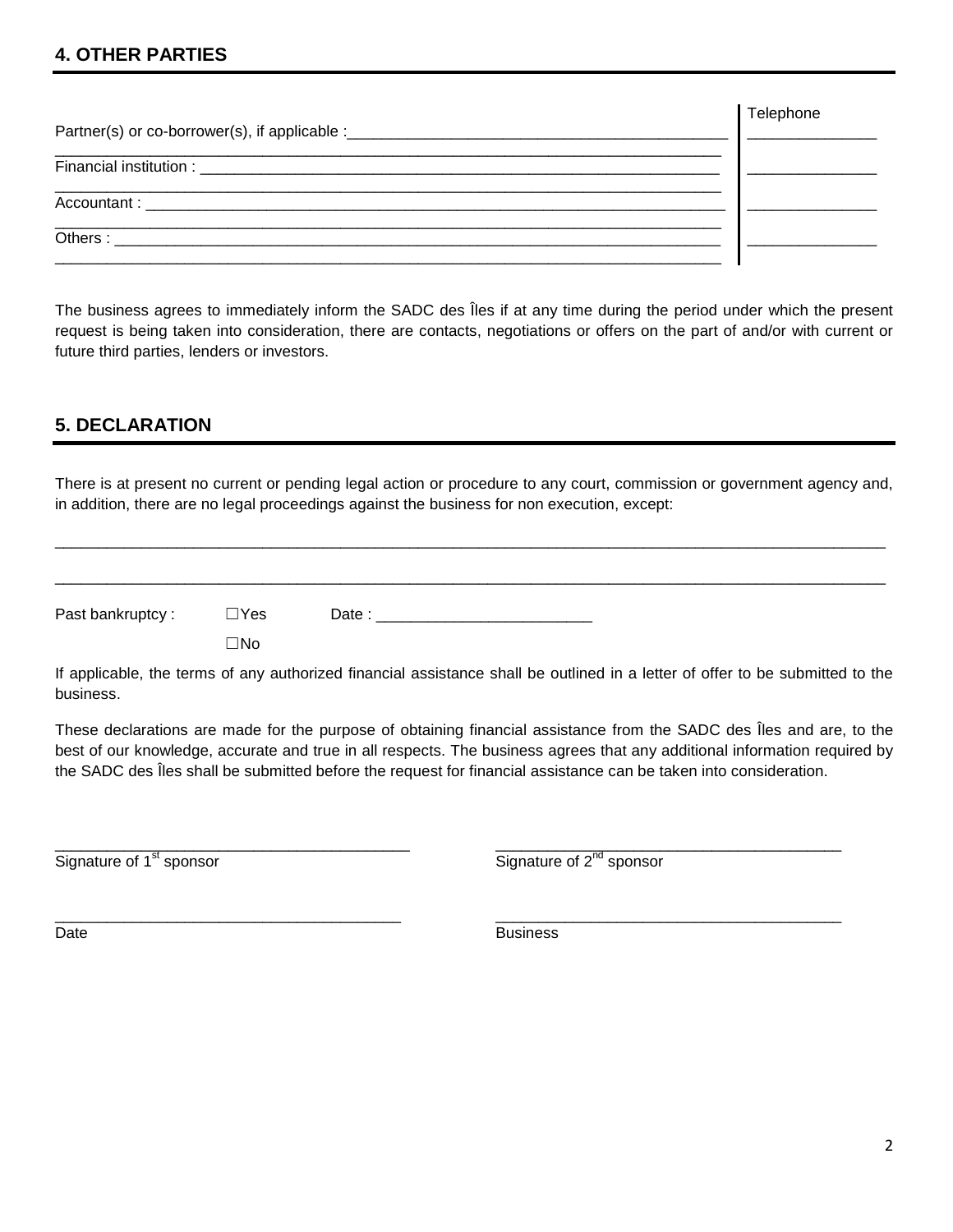## 4. OTHER PARTIES

| | Telephone |
|---|---|
| Partner(s) or co-borrower(s), if applicable : ______________________________ | ______________ |
| Financial institution : ______________________________ | ______________ |
| Accountant : ______________________________ | ______________ |
| Others : ______________________________ | ______________ |

The business agrees to immediately inform the SADC des Îles if at any time during the period under which the present request is being taken into consideration, there are contacts, negotiations or offers on the part of and/or with current or future third parties, lenders or investors.

## 5. DECLARATION

There is at present no current or pending legal action or procedure to any court, commission or government agency and, in addition, there are no legal proceedings against the business for non execution, except:

______________________________________________________________________________

______________________________________________________________________________

Past bankruptcy : ☐Yes Date : ________________________

☐No

If applicable, the terms of any authorized financial assistance shall be outlined in a letter of offer to be submitted to the business.

These declarations are made for the purpose of obtaining financial assistance from the SADC des Îles and are, to the best of our knowledge, accurate and true in all respects. The business agrees that any additional information required by the SADC des Îles shall be submitted before the request for financial assistance can be taken into consideration.

________________________________________
Signature of 1st sponsor

________________________________________
Signature of 2nd sponsor

________________________________________
Date

________________________________________
Business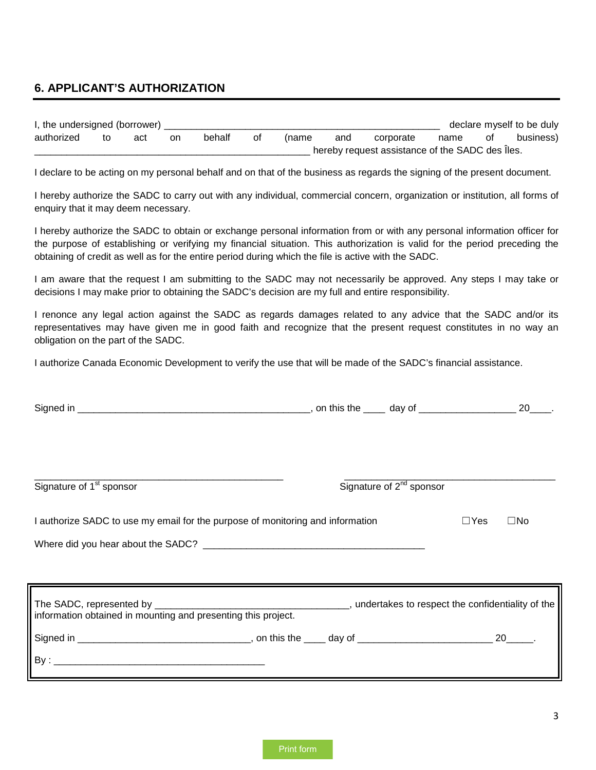## 6. APPLICANT'S AUTHORIZATION

I, the undersigned (borrower) ____________________________________________________ declare myself to be duly authorized to act on behalf of (name and corporate name of business) ____________________________________________________ hereby request assistance of the SADC des Îles.

I declare to be acting on my personal behalf and on that of the business as regards the signing of the present document.

I hereby authorize the SADC to carry out with any individual, commercial concern, organization or institution, all forms of enquiry that it may deem necessary.

I hereby authorize the SADC to obtain or exchange personal information from or with any personal information officer for the purpose of establishing or verifying my financial situation. This authorization is valid for the period preceding the obtaining of credit as well as for the entire period during which the file is active with the SADC.

I am aware that the request I am submitting to the SADC may not necessarily be approved. Any steps I may take or decisions I may make prior to obtaining the SADC's decision are my full and entire responsibility.

I renonce any legal action against the SADC as regards damages related to any advice that the SADC and/or its representatives may have given me in good faith and recognize that the present request constitutes in no way an obligation on the part of the SADC.

I authorize Canada Economic Development to verify the use that will be made of the SADC's financial assistance.

Signed in ____________________________________________, on this the ____ day of __________________ 20____.

_______________________________________________ Signature of 1st sponsor

_______________________________________________ Signature of 2nd sponsor

I authorize SADC to use my email for the purpose of monitoring and information ☐Yes ☐No

Where did you hear about the SADC? __________________________________________

The SADC, represented by ____________________________________, undertakes to respect the confidentiality of the information obtained in mounting and presenting this project.

Signed in _______________________________, on this the ____ day of _________________________ 20_____.

By : ________________________________________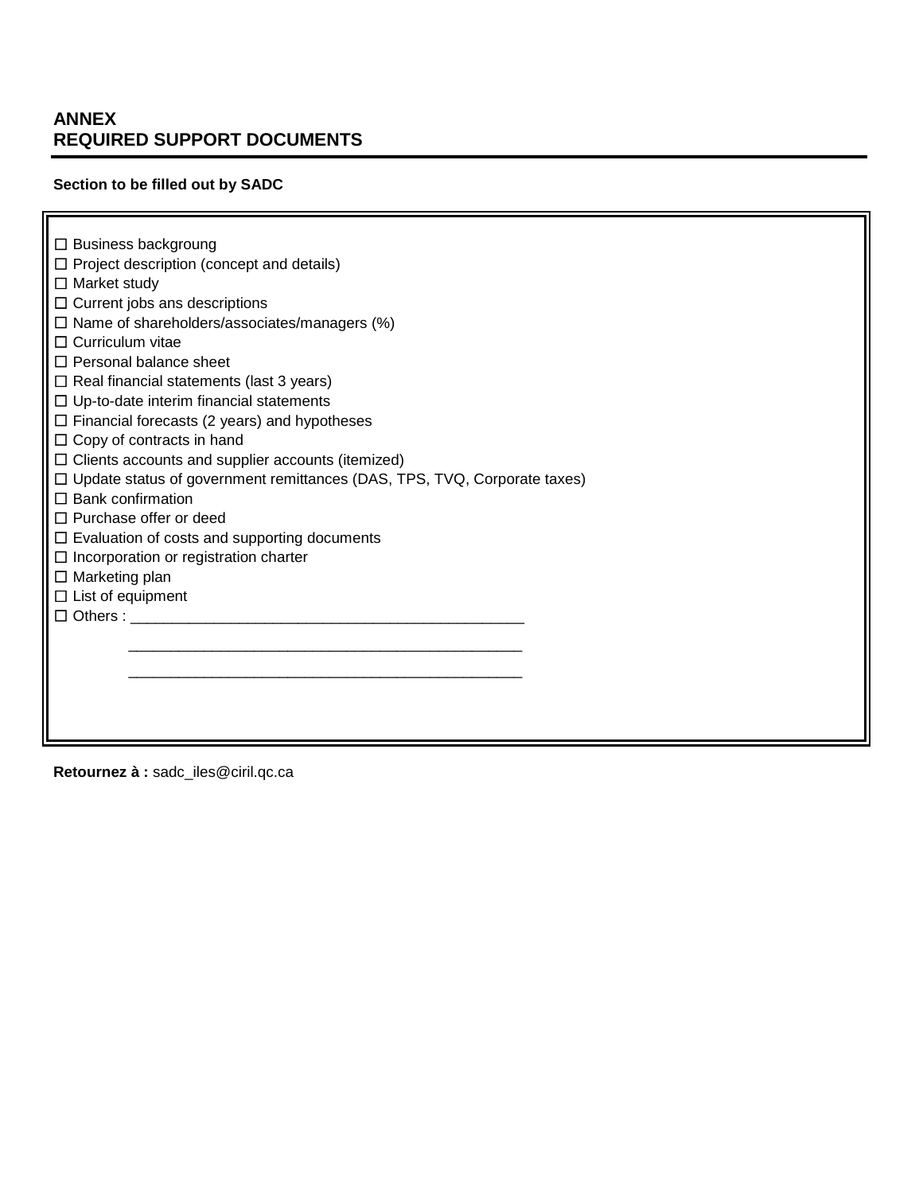## ANNEX
## REQUIRED SUPPORT DOCUMENTS

**Section to be filled out by SADC**

☐ Business backgroung
☐ Project description (concept and details)
☐ Market study
☐ Current jobs ans descriptions
☐ Name of shareholders/associates/managers (%)
☐ Curriculum vitae
☐ Personal balance sheet
☐ Real financial statements (last 3 years)
☐ Up-to-date interim financial statements
☐ Financial forecasts (2 years) and hypotheses
☐ Copy of contracts in hand
☐ Clients accounts and supplier accounts (itemized)
☐ Update status of government remittances (DAS, TPS, TVQ, Corporate taxes)
☐ Bank confirmation
☐ Purchase offer or deed
☐ Evaluation of costs and supporting documents
☐ Incorporation or registration charter
☐ Marketing plan
☐ List of equipment
☐ Others : ___________________________________________

___________________________________________

___________________________________________

**Retournez à :** sadc_iles@ciril.qc.ca